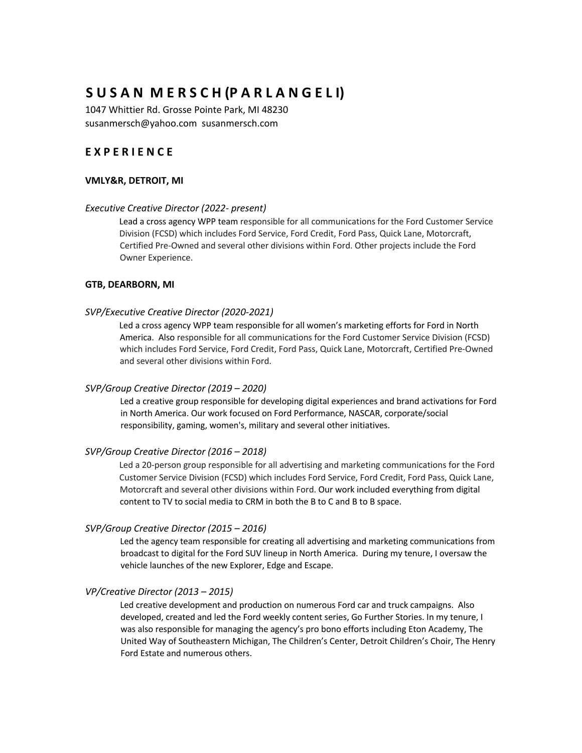# S U S A N M E R S C H (P A R L A N G E L I)

1047 Whittier Rd. Grosse Pointe Park, MI 48230
susanmersch@yahoo.com susanmersch.com

## E X P E R I E N C E

### VMLY&R, DETROIT, MI

*Executive Creative Director (2022- present)*

Lead a cross agency WPP team responsible for all communications for the Ford Customer Service Division (FCSD) which includes Ford Service, Ford Credit, Ford Pass, Quick Lane, Motorcraft, Certified Pre-Owned and several other divisions within Ford. Other projects include the Ford Owner Experience.

### GTB, DEARBORN, MI

*SVP/Executive Creative Director (2020-2021)*

Led a cross agency WPP team responsible for all women's marketing efforts for Ford in North America. Also responsible for all communications for the Ford Customer Service Division (FCSD) which includes Ford Service, Ford Credit, Ford Pass, Quick Lane, Motorcraft, Certified Pre-Owned and several other divisions within Ford.

*SVP/Group Creative Director (2019 – 2020)*

Led a creative group responsible for developing digital experiences and brand activations for Ford in North America. Our work focused on Ford Performance, NASCAR, corporate/social responsibility, gaming, women's, military and several other initiatives.

*SVP/Group Creative Director (2016 – 2018)*

Led a 20-person group responsible for all advertising and marketing communications for the Ford Customer Service Division (FCSD) which includes Ford Service, Ford Credit, Ford Pass, Quick Lane, Motorcraft and several other divisions within Ford. Our work included everything from digital content to TV to social media to CRM in both the B to C and B to B space.

*SVP/Group Creative Director (2015 – 2016)*

Led the agency team responsible for creating all advertising and marketing communications from broadcast to digital for the Ford SUV lineup in North America. During my tenure, I oversaw the vehicle launches of the new Explorer, Edge and Escape.

*VP/Creative Director (2013 – 2015)*

Led creative development and production on numerous Ford car and truck campaigns. Also developed, created and led the Ford weekly content series, Go Further Stories. In my tenure, I was also responsible for managing the agency's pro bono efforts including Eton Academy, The United Way of Southeastern Michigan, The Children's Center, Detroit Children's Choir, The Henry Ford Estate and numerous others.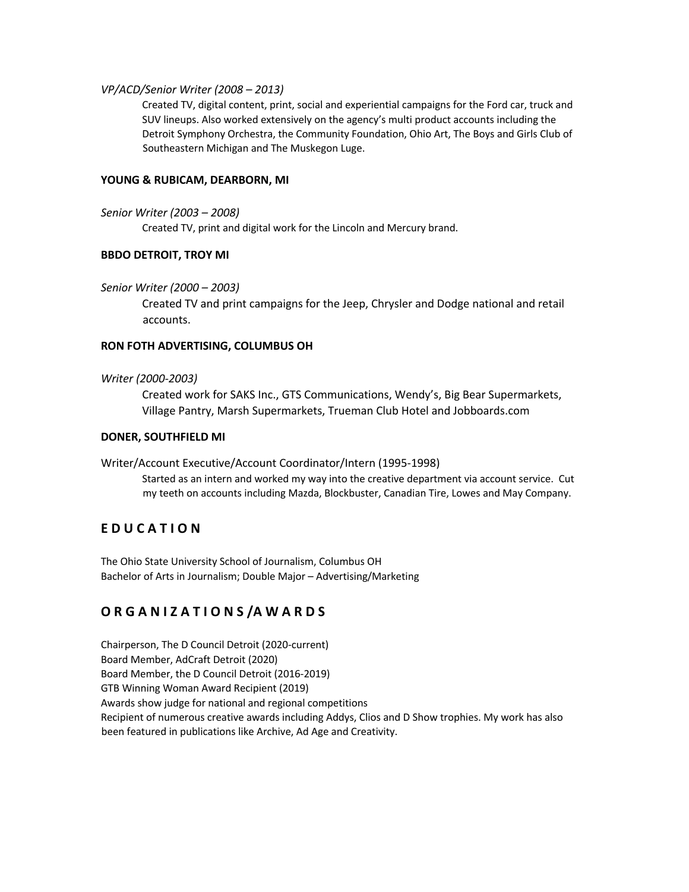*VP/ACD/Senior Writer (2008 – 2013)*

Created TV, digital content, print, social and experiential campaigns for the Ford car, truck and SUV lineups. Also worked extensively on the agency's multi product accounts including the Detroit Symphony Orchestra, the Community Foundation, Ohio Art, The Boys and Girls Club of Southeastern Michigan and The Muskegon Luge.

**YOUNG & RUBICAM, DEARBORN, MI**

*Senior Writer (2003 – 2008)*

Created TV, print and digital work for the Lincoln and Mercury brand.

**BBDO DETROIT, TROY MI**

*Senior Writer (2000 – 2003)*

Created TV and print campaigns for the Jeep, Chrysler and Dodge national and retail accounts.

**RON FOTH ADVERTISING, COLUMBUS OH**

*Writer (2000-2003)*

Created work for SAKS Inc., GTS Communications, Wendy's, Big Bear Supermarkets, Village Pantry, Marsh Supermarkets, Trueman Club Hotel and Jobboards.com

**DONER, SOUTHFIELD MI**

Writer/Account Executive/Account Coordinator/Intern (1995-1998)

Started as an intern and worked my way into the creative department via account service. Cut my teeth on accounts including Mazda, Blockbuster, Canadian Tire, Lowes and May Company.

## E D U C A T I O N

The Ohio State University School of Journalism, Columbus OH
Bachelor of Arts in Journalism; Double Major – Advertising/Marketing

## O R G A N I Z A T I O N S /A W A R D S

Chairperson, The D Council Detroit (2020-current)
Board Member, AdCraft Detroit (2020)
Board Member, the D Council Detroit (2016-2019)
GTB Winning Woman Award Recipient (2019)
Awards show judge for national and regional competitions
Recipient of numerous creative awards including Addys, Clios and D Show trophies. My work has also been featured in publications like Archive, Ad Age and Creativity.